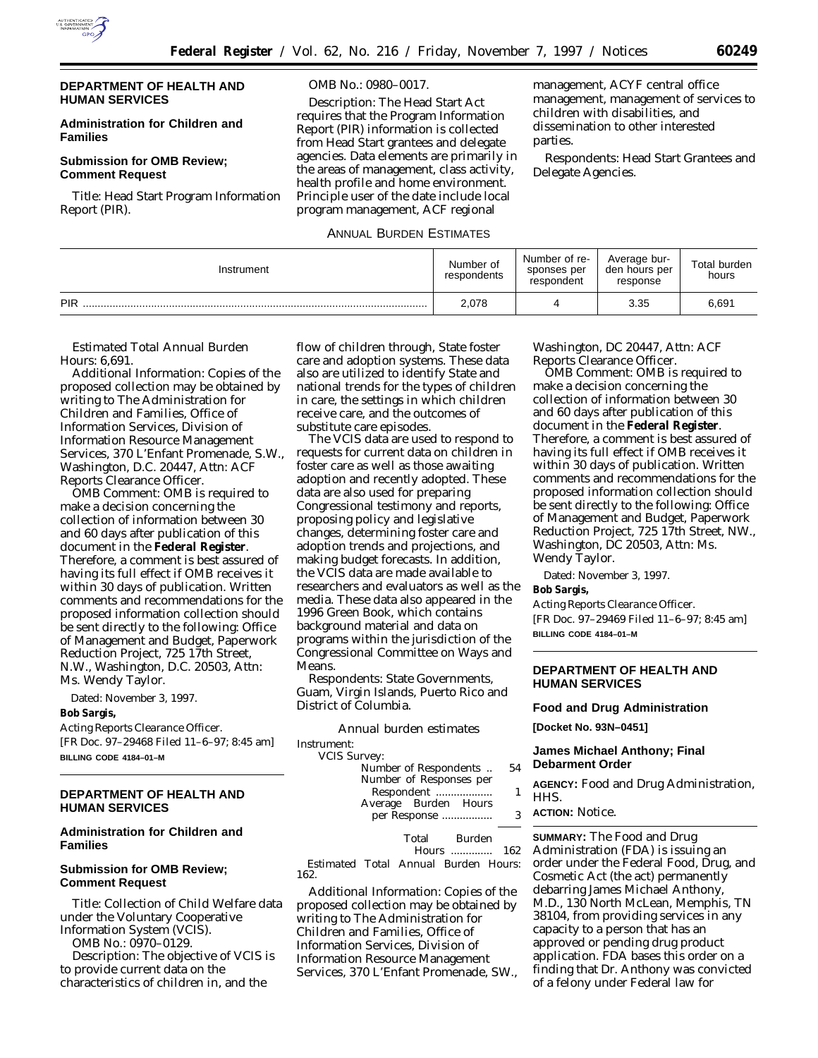## DEPARTMENT OF HEALTH AND HUMAN SERVICES

### Administration for Children and Families

### Submission for OMB Review; Comment Request

*Title:* Head Start Program Information Report (PIR).

*OMB No.:* 0980–0017.

*Description:* The Head Start Act requires that the Program Information Report (PIR) information is collected from Head Start grantees and delegate agencies. Data elements are primarily in the areas of management, class activity, health profile and home environment. Principle user of the date include local program management, ACF regional management, ACYF central office management, management of services to children with disabilities, and dissemination to other interested parties.

*Respondents:* Head Start Grantees and Delegate Agencies.

ANNUAL BURDEN ESTIMATES

| Instrument | Number of respondents | Number of responses per respondent | Average burden hours per response | Total burden hours |
|---|---|---|---|---|
| PIR | 2,078 | 4 | 3.35 | 6,691 |

*Estimated Total Annual Burden Hours:* 6,691.

*Additional Information:* Copies of the proposed collection may be obtained by writing to The Administration for Children and Families, Office of Information Services, Division of Information Resource Management Services, 370 L'Enfant Promenade, S.W., Washington, D.C. 20447, Attn: ACF Reports Clearance Officer.

*OMB Comment:* OMB is required to make a decision concerning the collection of information between 30 and 60 days after publication of this document in the **Federal Register**. Therefore, a comment is best assured of having its full effect if OMB receives it within 30 days of publication. Written comments and recommendations for the proposed information collection should be sent directly to the following: Office of Management and Budget, Paperwork Reduction Project, 725 17th Street, N.W., Washington, D.C. 20503, Attn: Ms. Wendy Taylor.

Dated: November 3, 1997.

**Bob Sargis,**

*Acting Reports Clearance Officer.*

[FR Doc. 97–29468 Filed 11–6–97; 8:45 am]

**BILLING CODE 4184–01–M**

## DEPARTMENT OF HEALTH AND HUMAN SERVICES

### Administration for Children and Families

### Submission for OMB Review; Comment Request

*Title:* Collection of Child Welfare data under the Voluntary Cooperative Information System (VCIS).

*OMB No.:* 0970–0129.

*Description:* The objective of VCIS is to provide current data on the characteristics of children in, and the flow of children through, State foster care and adoption systems. These data also are utilized to identify State and national trends for the types of children in care, the settings in which children receive care, and the outcomes of substitute care episodes.

The VCIS data are used to respond to requests for current data on children in foster care as well as those awaiting adoption and recently adopted. These data are also used for preparing Congressional testimony and reports, proposing policy and legislative changes, determining foster care and adoption trends and projections, and making budget forecasts. In addition, the VCIS data are made available to researchers and evaluators as well as the media. These data also appeared in the 1996 Green Book, which contains background material and data on programs within the jurisdiction of the Congressional Committee on Ways and Means.

*Respondents:* State Governments, Guam, Virgin Islands, Puerto Rico and District of Columbia.

Annual burden estimates

Instrument:

VCIS Survey:

| | |
|---|---|
| Number of Respondents | 54 |
| Number of Responses per Respondent | 1 |
| Average Burden Hours per Response | 3 |
| Total Burden Hours | 162 |

*Estimated Total Annual Burden Hours:* 162.

*Additional Information:* Copies of the proposed collection may be obtained by writing to The Administration for Children and Families, Office of Information Services, Division of Information Resource Management Services, 370 L'Enfant Promenade, SW., Washington, DC 20447, Attn: ACF Reports Clearance Officer.

*OMB Comment:* OMB is required to make a decision concerning the collection of information between 30 and 60 days after publication of this document in the **Federal Register**. Therefore, a comment is best assured of having its full effect if OMB receives it within 30 days of publication. Written comments and recommendations for the proposed information collection should be sent directly to the following: Office of Management and Budget, Paperwork Reduction Project, 725 17th Street, NW., Washington, DC 20503, Attn: Ms. Wendy Taylor.

Dated: November 3, 1997.

**Bob Sargis,**

*Acting Reports Clearance Officer.*

[FR Doc. 97–29469 Filed 11–6–97; 8:45 am]

**BILLING CODE 4184–01–M**

## DEPARTMENT OF HEALTH AND HUMAN SERVICES

### Food and Drug Administration

**[Docket No. 93N–0451]**

### James Michael Anthony; Final Debarment Order

**AGENCY:** Food and Drug Administration, HHS.

**ACTION:** Notice.

**SUMMARY:** The Food and Drug Administration (FDA) is issuing an order under the Federal Food, Drug, and Cosmetic Act (the act) permanently debarring James Michael Anthony, M.D., 130 North McLean, Memphis, TN 38104, from providing services in any capacity to a person that has an approved or pending drug product application. FDA bases this order on a finding that Dr. Anthony was convicted of a felony under Federal law for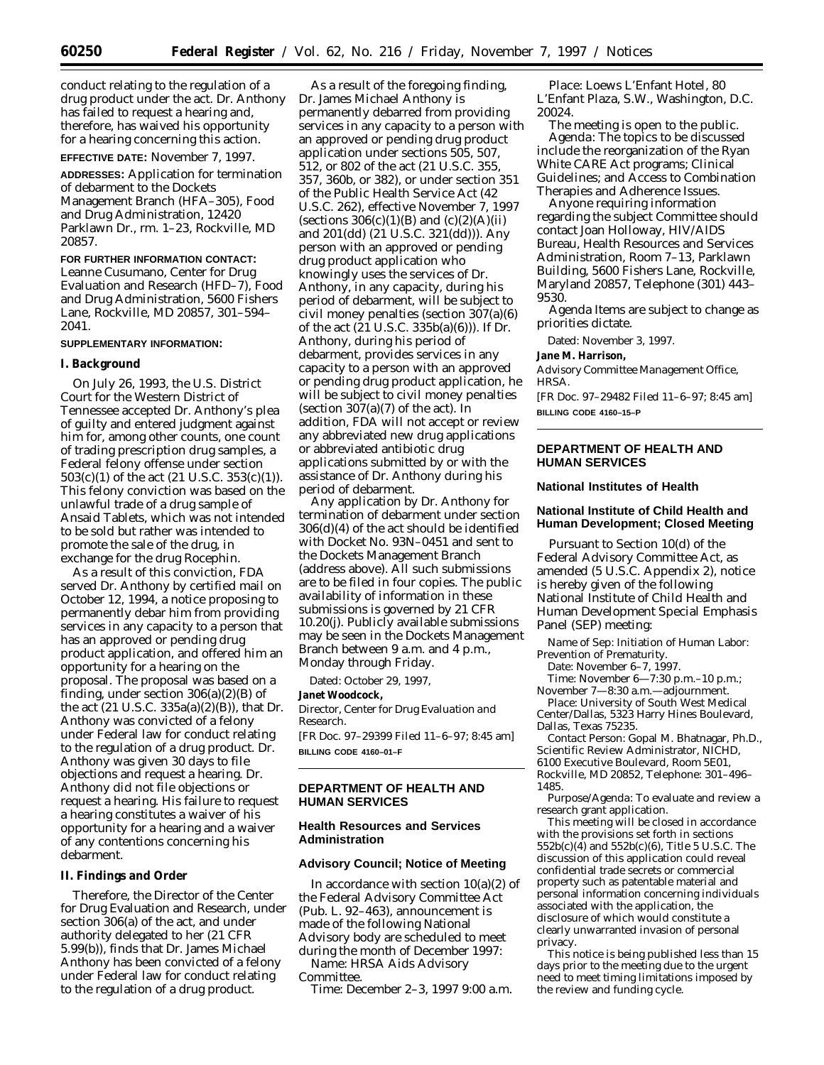conduct relating to the regulation of a drug product under the act. Dr. Anthony has failed to request a hearing and, therefore, has waived his opportunity for a hearing concerning this action.

**EFFECTIVE DATE:** November 7, 1997.

**ADDRESSES:** Application for termination of debarment to the Dockets Management Branch (HFA–305), Food and Drug Administration, 12420 Parklawn Dr., rm. 1–23, Rockville, MD 20857.

**FOR FURTHER INFORMATION CONTACT:** Leanne Cusumano, Center for Drug Evaluation and Research (HFD–7), Food and Drug Administration, 5600 Fishers Lane, Rockville, MD 20857, 301–594–2041.

**SUPPLEMENTARY INFORMATION:**

**I. Background**

On July 26, 1993, the U.S. District Court for the Western District of Tennessee accepted Dr. Anthony's plea of guilty and entered judgment against him for, among other counts, one count of trading prescription drug samples, a Federal felony offense under section 503(c)(1) of the act (21 U.S.C. 353(c)(1)). This felony conviction was based on the unlawful trade of a drug sample of Ansaid Tablets, which was not intended to be sold but rather was intended to promote the sale of the drug, in exchange for the drug Rocephin.

As a result of this conviction, FDA served Dr. Anthony by certified mail on October 12, 1994, a notice proposing to permanently debar him from providing services in any capacity to a person that has an approved or pending drug product application, and offered him an opportunity for a hearing on the proposal. The proposal was based on a finding, under section 306(a)(2)(B) of the act (21 U.S.C. 335a(a)(2)(B)), that Dr. Anthony was convicted of a felony under Federal law for conduct relating to the regulation of a drug product. Dr. Anthony was given 30 days to file objections and request a hearing. Dr. Anthony did not file objections or request a hearing. His failure to request a hearing constitutes a waiver of his opportunity for a hearing and a waiver of any contentions concerning his debarment.

**II. Findings and Order**

Therefore, the Director of the Center for Drug Evaluation and Research, under section 306(a) of the act, and under authority delegated to her (21 CFR 5.99(b)), finds that Dr. James Michael Anthony has been convicted of a felony under Federal law for conduct relating to the regulation of a drug product.

As a result of the foregoing finding, Dr. James Michael Anthony is permanently debarred from providing services in any capacity to a person with an approved or pending drug product application under sections 505, 507, 512, or 802 of the act (21 U.S.C. 355, 357, 360b, or 382), or under section 351 of the Public Health Service Act (42 U.S.C. 262), effective November 7, 1997 (sections 306(c)(1)(B) and (c)(2)(A)(ii) and 201(dd) (21 U.S.C. 321(dd))). Any person with an approved or pending drug product application who knowingly uses the services of Dr. Anthony, in any capacity, during his period of debarment, will be subject to civil money penalties (section 307(a)(6) of the act (21 U.S.C. 335b(a)(6))). If Dr. Anthony, during his period of debarment, provides services in any capacity to a person with an approved or pending drug product application, he will be subject to civil money penalties (section 307(a)(7) of the act). In addition, FDA will not accept or review any abbreviated new drug applications or abbreviated antibiotic drug applications submitted by or with the assistance of Dr. Anthony during his period of debarment.

Any application by Dr. Anthony for termination of debarment under section 306(d)(4) of the act should be identified with Docket No. 93N–0451 and sent to the Dockets Management Branch (address above). All such submissions are to be filed in four copies. The public availability of information in these submissions is governed by 21 CFR 10.20(j). Publicly available submissions may be seen in the Dockets Management Branch between 9 a.m. and 4 p.m., Monday through Friday.

Dated: October 29, 1997,

**Janet Woodcock,**

*Director, Center for Drug Evaluation and Research.*

[FR Doc. 97–29399 Filed 11–6–97; 8:45 am]

**BILLING CODE 4160–01–F**

---

## DEPARTMENT OF HEALTH AND HUMAN SERVICES

### Health Resources and Services Administration

### Advisory Council; Notice of Meeting

In accordance with section 10(a)(2) of the Federal Advisory Committee Act (Pub. L. 92–463), announcement is made of the following National Advisory body are scheduled to meet during the month of December 1997:

*Name:* HRSA Aids Advisory Committee.

*Time:* December 2–3, 1997 9:00 a.m.

*Place:* Loews L'Enfant Hotel, 80 L'Enfant Plaza, S.W., Washington, D.C. 20024.

The meeting is open to the public.

*Agenda:* The topics to be discussed include the reorganization of the Ryan White CARE Act programs; Clinical Guidelines; and Access to Combination Therapies and Adherence Issues.

Anyone requiring information regarding the subject Committee should contact Joan Holloway, HIV/AIDS Bureau, Health Resources and Services Administration, Room 7–13, Parklawn Building, 5600 Fishers Lane, Rockville, Maryland 20857, Telephone (301) 443–9530.

Agenda Items are subject to change as priorities dictate.

Dated: November 3, 1997.

**Jane M. Harrison,**

*Advisory Committee Management Office, HRSA.*

[FR Doc. 97–29482 Filed 11–6–97; 8:45 am]

**BILLING CODE 4160–15–P**

---

## DEPARTMENT OF HEALTH AND HUMAN SERVICES

### National Institutes of Health

### National Institute of Child Health and Human Development; Closed Meeting

Pursuant to Section 10(d) of the Federal Advisory Committee Act, as amended (5 U.S.C. Appendix 2), notice is hereby given of the following National Institute of Child Health and Human Development Special Emphasis Panel (SEP) meeting:

*Name of Sep:* Initiation of Human Labor: Prevention of Prematurity.

*Date:* November 6–7, 1997.

*Time:* November 6—7:30 p.m.–10 p.m.; November 7—8:30 a.m.—adjournment.

*Place:* University of South West Medical Center/Dallas, 5323 Harry Hines Boulevard, Dallas, Texas 75235.

*Contact Person:* Gopal M. Bhatnagar, Ph.D., Scientific Review Administrator, NICHD, 6100 Executive Boulevard, Room 5E01, Rockville, MD 20852, Telephone: 301–496–1485.

*Purpose/Agenda:* To evaluate and review a research grant application.

This meeting will be closed in accordance with the provisions set forth in sections 552b(c)(4) and 552b(c)(6), Title 5 U.S.C. The discussion of this application could reveal confidential trade secrets or commercial property such as patentable material and personal information concerning individuals associated with the application, the disclosure of which would constitute a clearly unwarranted invasion of personal privacy.

This notice is being published less than 15 days prior to the meeting due to the urgent need to meet timing limitations imposed by the review and funding cycle.